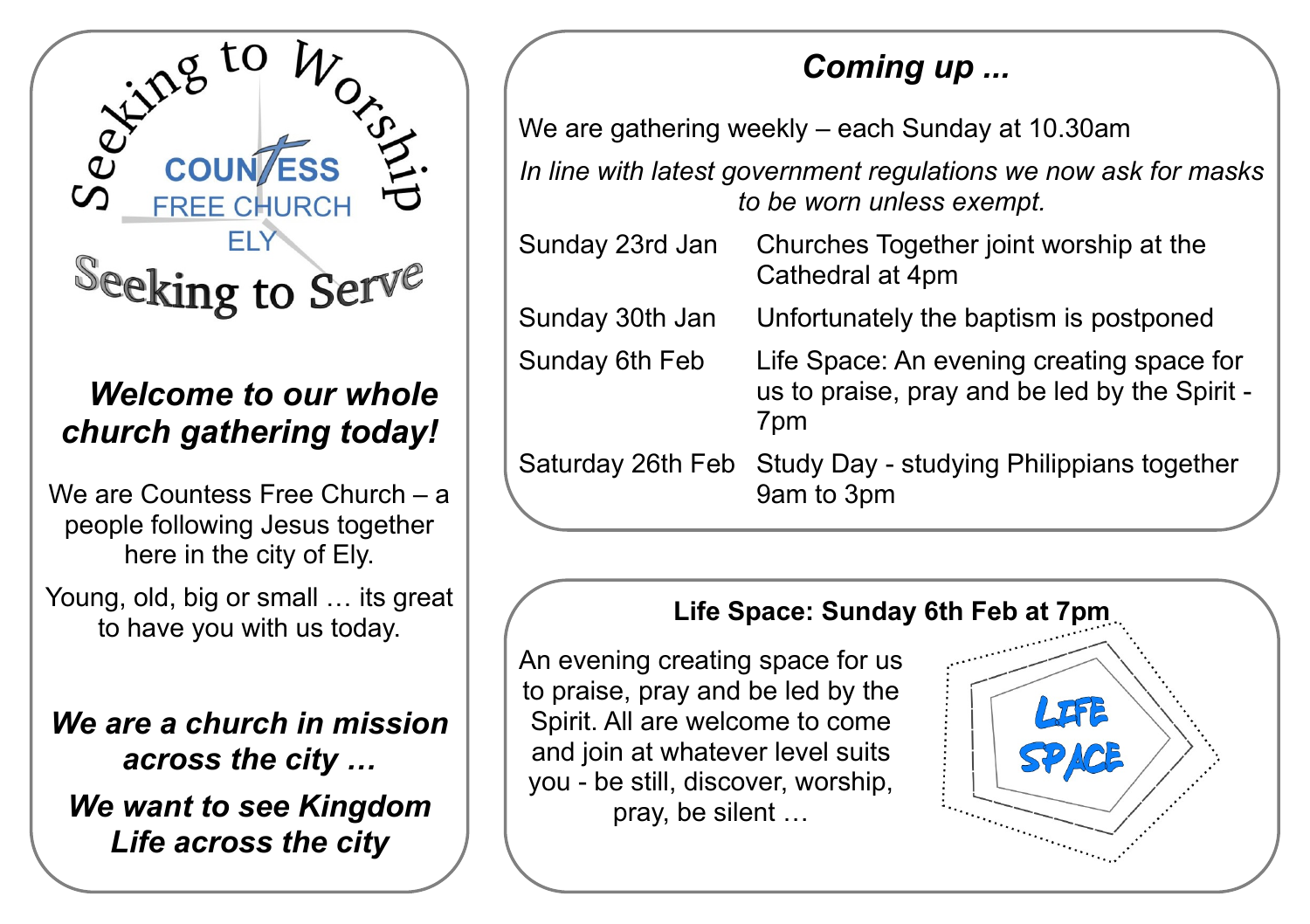Seeking to Worship

COUNTESS FREE CHURCH ELY

Seeking to Serve

***Welcome to our whole church gathering today!***

We are Countess Free Church – a people following Jesus together here in the city of Ely.

Young, old, big or small … its great to have you with us today.

***We are a church in mission across the city …***

***We want to see Kingdom Life across the city***

## *Coming up ...*

We are gathering weekly – each Sunday at 10.30am

*In line with latest government regulations we now ask for masks to be worn unless exempt.*

| | |
|---|---|
| Sunday 23rd Jan | Churches Together joint worship at the Cathedral at 4pm |
| Sunday 30th Jan | Unfortunately the baptism is postponed |
| Sunday 6th Feb | Life Space: An evening creating space for us to praise, pray and be led by the Spirit - 7pm |
| Saturday 26th Feb | Study Day - studying Philippians together 9am to 3pm |

### Life Space: Sunday 6th Feb at 7pm

An evening creating space for us to praise, pray and be led by the Spirit. All are welcome to come and join at whatever level suits you - be still, discover, worship, pray, be silent …

LIFE SPACE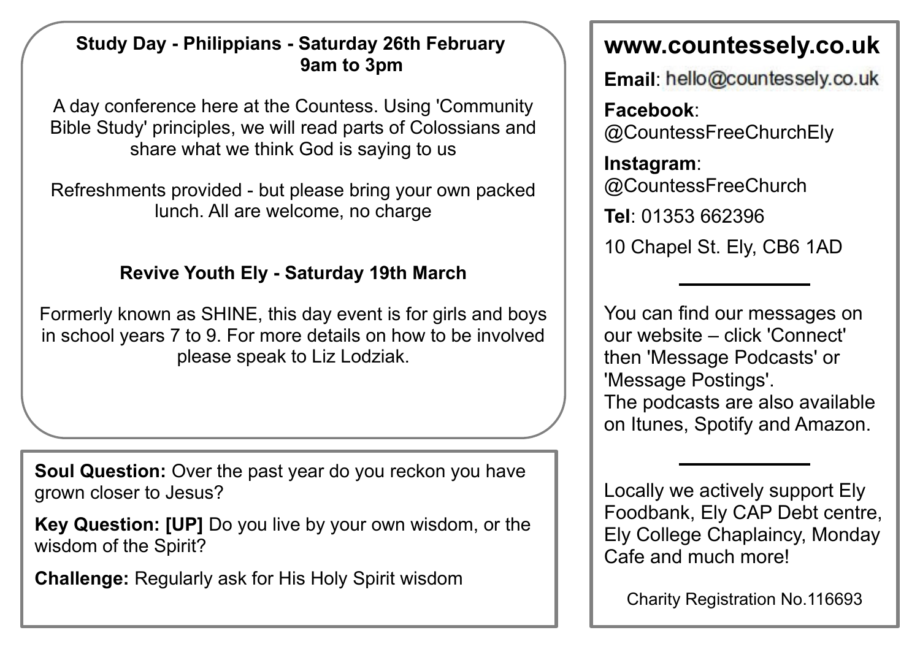**Study Day - Philippians - Saturday 26th February 9am to 3pm**

A day conference here at the Countess. Using 'Community Bible Study' principles, we will read parts of Colossians and share what we think God is saying to us

Refreshments provided - but please bring your own packed lunch. All are welcome, no charge

**Revive Youth Ely - Saturday 19th March**

Formerly known as SHINE, this day event is for girls and boys in school years 7 to 9. For more details on how to be involved please speak to Liz Lodziak.

**Soul Question:** Over the past year do you reckon you have grown closer to Jesus?

**Key Question: [UP]** Do you live by your own wisdom, or the wisdom of the Spirit?

**Challenge:** Regularly ask for His Holy Spirit wisdom

**www.countessely.co.uk**

**Email**: hello@countessely.co.uk

**Facebook**: @CountessFreeChurchEly

**Instagram**: @CountessFreeChurch

**Tel**: 01353 662396

10 Chapel St. Ely, CB6 1AD

---

You can find our messages on our website – click 'Connect' then 'Message Podcasts' or 'Message Postings'.
The podcasts are also available on Itunes, Spotify and Amazon.

---

Locally we actively support Ely Foodbank, Ely CAP Debt centre, Ely College Chaplaincy, Monday Cafe and much more!

Charity Registration No.116693